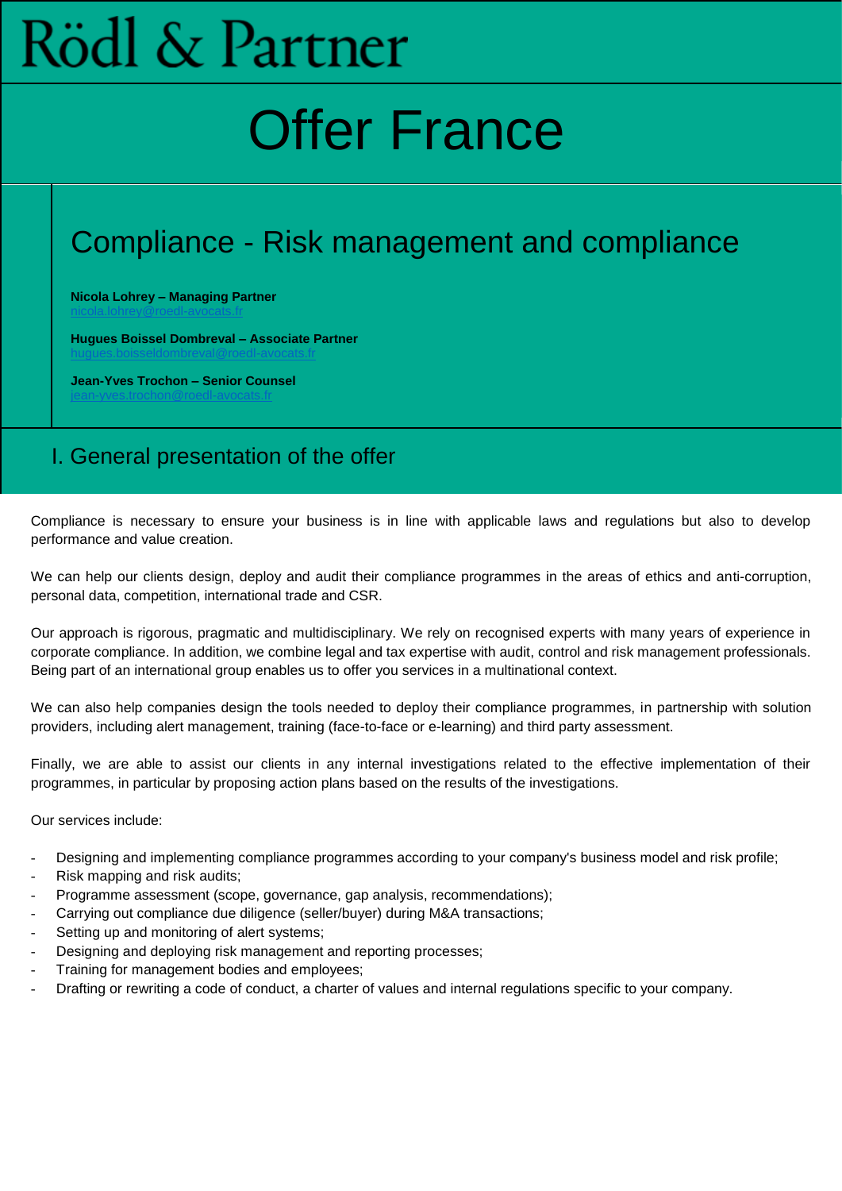# Rödl & Partner

# Offer France

## Compliance - Risk management and compliance

**Nicola Lohrey – Managing Partner**
nicola.lohrey@roedl-avocats.fr

**Hugues Boissel Dombreval – Associate Partner**
hugues.boisseldombreval@roedl-avocats.fr

**Jean-Yves Trochon – Senior Counsel**
jean-yves.trochon@roedl-avocats.fr

## I. General presentation of the offer

Compliance is necessary to ensure your business is in line with applicable laws and regulations but also to develop performance and value creation.

We can help our clients design, deploy and audit their compliance programmes in the areas of ethics and anti-corruption, personal data, competition, international trade and CSR.

Our approach is rigorous, pragmatic and multidisciplinary. We rely on recognised experts with many years of experience in corporate compliance. In addition, we combine legal and tax expertise with audit, control and risk management professionals. Being part of an international group enables us to offer you services in a multinational context.

We can also help companies design the tools needed to deploy their compliance programmes, in partnership with solution providers, including alert management, training (face-to-face or e-learning) and third party assessment.

Finally, we are able to assist our clients in any internal investigations related to the effective implementation of their programmes, in particular by proposing action plans based on the results of the investigations.

Our services include:

- Designing and implementing compliance programmes according to your company's business model and risk profile;
- Risk mapping and risk audits;
- Programme assessment (scope, governance, gap analysis, recommendations);
- Carrying out compliance due diligence (seller/buyer) during M&A transactions;
- Setting up and monitoring of alert systems;
- Designing and deploying risk management and reporting processes;
- Training for management bodies and employees;
- Drafting or rewriting a code of conduct, a charter of values and internal regulations specific to your company.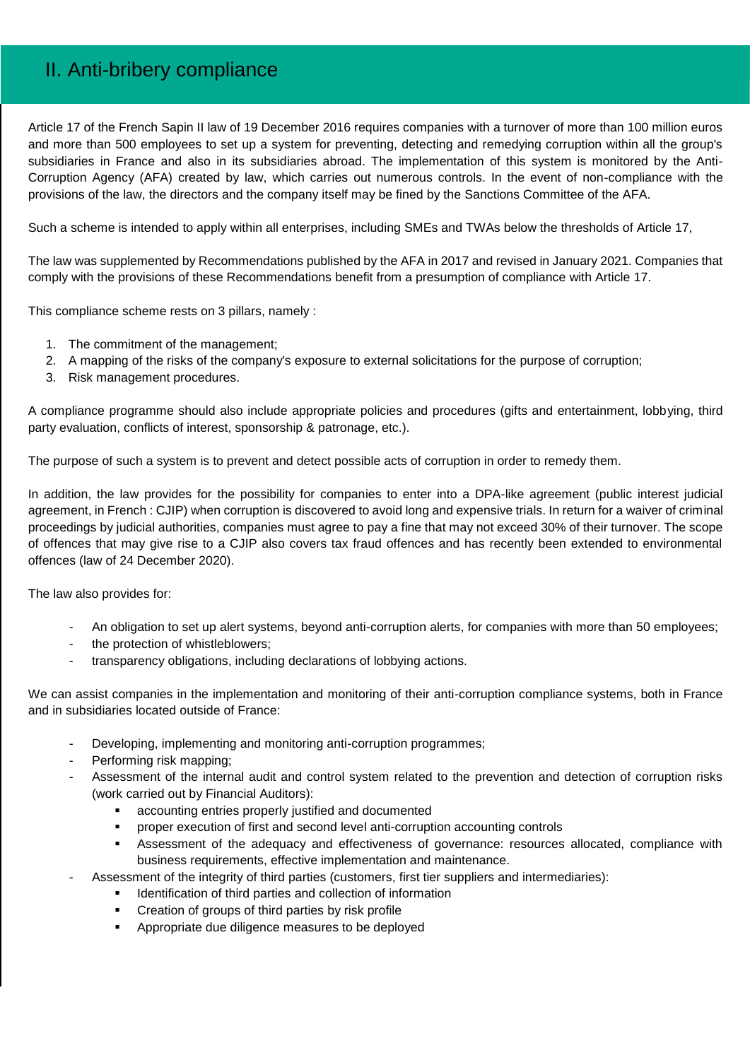# II. Anti-bribery compliance

Article 17 of the French Sapin II law of 19 December 2016 requires companies with a turnover of more than 100 million euros and more than 500 employees to set up a system for preventing, detecting and remedying corruption within all the group's subsidiaries in France and also in its subsidiaries abroad. The implementation of this system is monitored by the Anti-Corruption Agency (AFA) created by law, which carries out numerous controls. In the event of non-compliance with the provisions of the law, the directors and the company itself may be fined by the Sanctions Committee of the AFA.

Such a scheme is intended to apply within all enterprises, including SMEs and TWAs below the thresholds of Article 17,

The law was supplemented by Recommendations published by the AFA in 2017 and revised in January 2021. Companies that comply with the provisions of these Recommendations benefit from a presumption of compliance with Article 17.

This compliance scheme rests on 3 pillars, namely :

1. The commitment of the management;
2. A mapping of the risks of the company's exposure to external solicitations for the purpose of corruption;
3. Risk management procedures.

A compliance programme should also include appropriate policies and procedures (gifts and entertainment, lobbying, third party evaluation, conflicts of interest, sponsorship & patronage, etc.).

The purpose of such a system is to prevent and detect possible acts of corruption in order to remedy them.

In addition, the law provides for the possibility for companies to enter into a DPA-like agreement (public interest judicial agreement, in French : CJIP) when corruption is discovered to avoid long and expensive trials. In return for a waiver of criminal proceedings by judicial authorities, companies must agree to pay a fine that may not exceed 30% of their turnover. The scope of offences that may give rise to a CJIP also covers tax fraud offences and has recently been extended to environmental offences (law of 24 December 2020).

The law also provides for:

- An obligation to set up alert systems, beyond anti-corruption alerts, for companies with more than 50 employees;
- the protection of whistleblowers;
- transparency obligations, including declarations of lobbying actions.

We can assist companies in the implementation and monitoring of their anti-corruption compliance systems, both in France and in subsidiaries located outside of France:

- Developing, implementing and monitoring anti-corruption programmes;
- Performing risk mapping;
- Assessment of the internal audit and control system related to the prevention and detection of corruption risks (work carried out by Financial Auditors):
  - accounting entries properly justified and documented
  - proper execution of first and second level anti-corruption accounting controls
  - Assessment of the adequacy and effectiveness of governance: resources allocated, compliance with business requirements, effective implementation and maintenance.
- Assessment of the integrity of third parties (customers, first tier suppliers and intermediaries):
  - Identification of third parties and collection of information
  - Creation of groups of third parties by risk profile
  - Appropriate due diligence measures to be deployed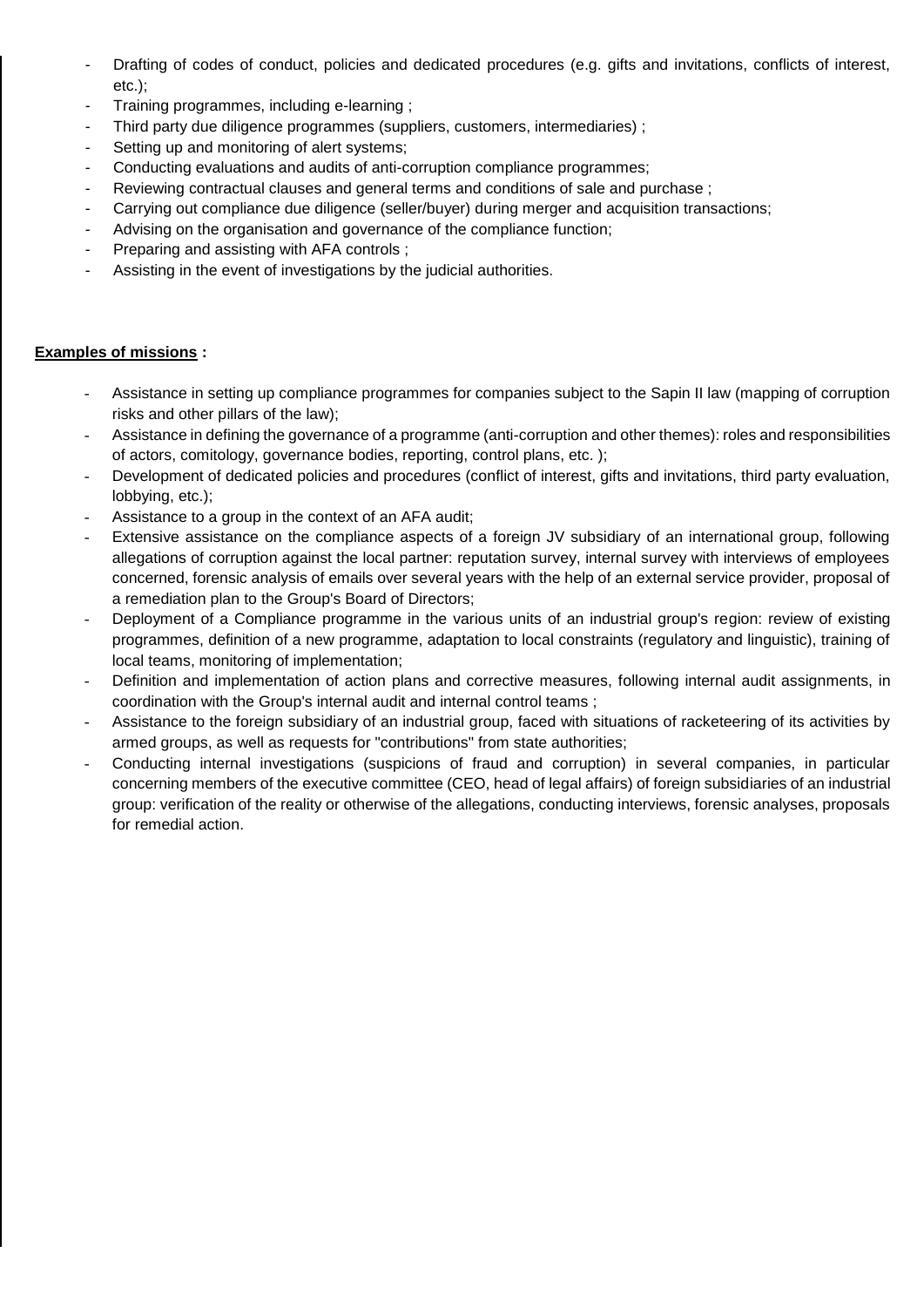- Drafting of codes of conduct, policies and dedicated procedures (e.g. gifts and invitations, conflicts of interest, etc.);
- Training programmes, including e-learning ;
- Third party due diligence programmes (suppliers, customers, intermediaries) ;
- Setting up and monitoring of alert systems;
- Conducting evaluations and audits of anti-corruption compliance programmes;
- Reviewing contractual clauses and general terms and conditions of sale and purchase ;
- Carrying out compliance due diligence (seller/buyer) during merger and acquisition transactions;
- Advising on the organisation and governance of the compliance function;
- Preparing and assisting with AFA controls ;
- Assisting in the event of investigations by the judicial authorities.

**Examples of missions :**

- Assistance in setting up compliance programmes for companies subject to the Sapin II law (mapping of corruption risks and other pillars of the law);
- Assistance in defining the governance of a programme (anti-corruption and other themes): roles and responsibilities of actors, comitology, governance bodies, reporting, control plans, etc. );
- Development of dedicated policies and procedures (conflict of interest, gifts and invitations, third party evaluation, lobbying, etc.);
- Assistance to a group in the context of an AFA audit;
- Extensive assistance on the compliance aspects of a foreign JV subsidiary of an international group, following allegations of corruption against the local partner: reputation survey, internal survey with interviews of employees concerned, forensic analysis of emails over several years with the help of an external service provider, proposal of a remediation plan to the Group's Board of Directors;
- Deployment of a Compliance programme in the various units of an industrial group's region: review of existing programmes, definition of a new programme, adaptation to local constraints (regulatory and linguistic), training of local teams, monitoring of implementation;
- Definition and implementation of action plans and corrective measures, following internal audit assignments, in coordination with the Group's internal audit and internal control teams ;
- Assistance to the foreign subsidiary of an industrial group, faced with situations of racketeering of its activities by armed groups, as well as requests for "contributions" from state authorities;
- Conducting internal investigations (suspicions of fraud and corruption) in several companies, in particular concerning members of the executive committee (CEO, head of legal affairs) of foreign subsidiaries of an industrial group: verification of the reality or otherwise of the allegations, conducting interviews, forensic analyses, proposals for remedial action.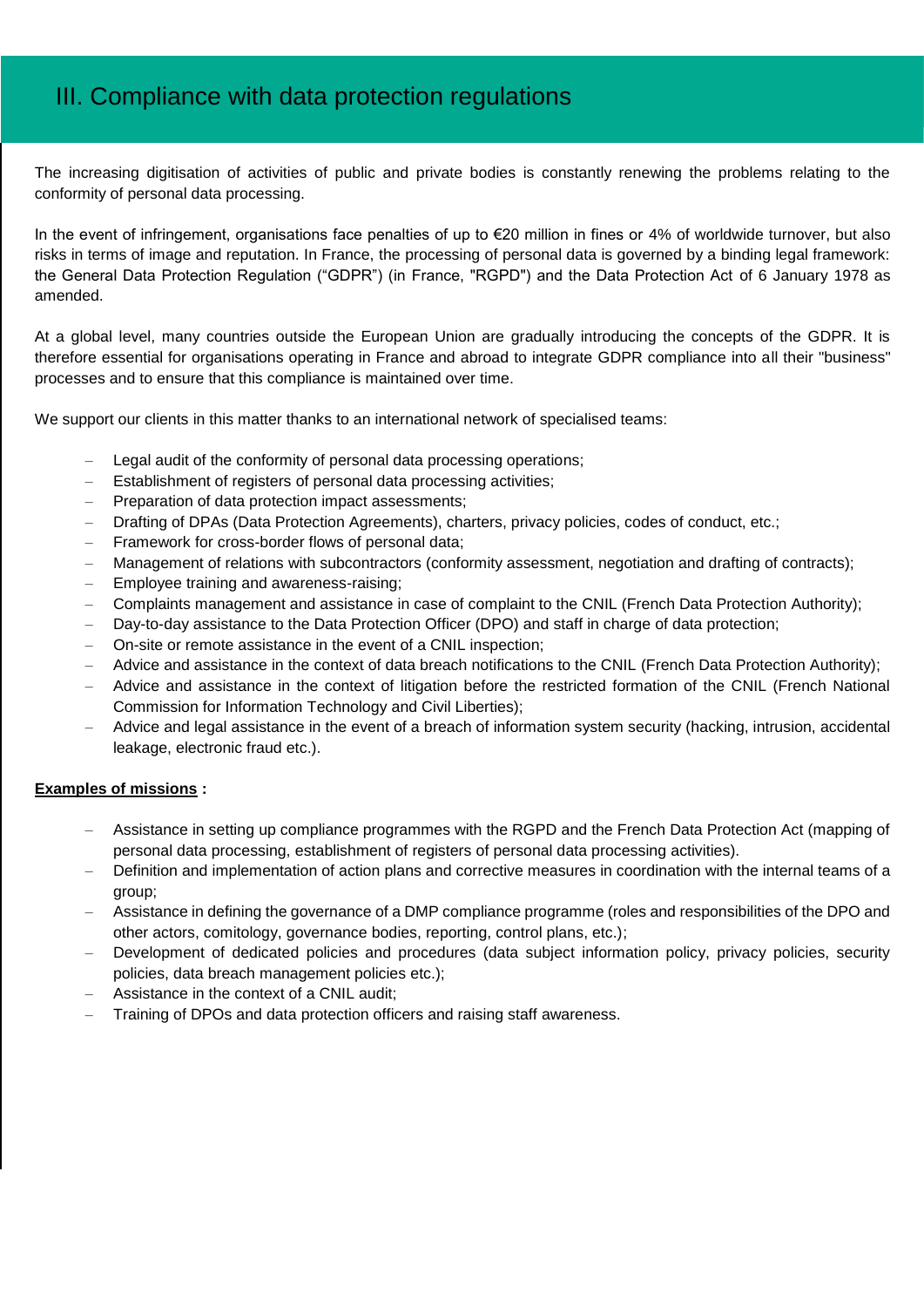# III. Compliance with data protection regulations

The increasing digitisation of activities of public and private bodies is constantly renewing the problems relating to the conformity of personal data processing.

In the event of infringement, organisations face penalties of up to €20 million in fines or 4% of worldwide turnover, but also risks in terms of image and reputation. In France, the processing of personal data is governed by a binding legal framework: the General Data Protection Regulation ("GDPR") (in France, "RGPD") and the Data Protection Act of 6 January 1978 as amended.

At a global level, many countries outside the European Union are gradually introducing the concepts of the GDPR. It is therefore essential for organisations operating in France and abroad to integrate GDPR compliance into all their "business" processes and to ensure that this compliance is maintained over time.

We support our clients in this matter thanks to an international network of specialised teams:

- Legal audit of the conformity of personal data processing operations;
- Establishment of registers of personal data processing activities;
- Preparation of data protection impact assessments;
- Drafting of DPAs (Data Protection Agreements), charters, privacy policies, codes of conduct, etc.;
- Framework for cross-border flows of personal data;
- Management of relations with subcontractors (conformity assessment, negotiation and drafting of contracts);
- Employee training and awareness-raising;
- Complaints management and assistance in case of complaint to the CNIL (French Data Protection Authority);
- Day-to-day assistance to the Data Protection Officer (DPO) and staff in charge of data protection;
- On-site or remote assistance in the event of a CNIL inspection;
- Advice and assistance in the context of data breach notifications to the CNIL (French Data Protection Authority);
- Advice and assistance in the context of litigation before the restricted formation of the CNIL (French National Commission for Information Technology and Civil Liberties);
- Advice and legal assistance in the event of a breach of information system security (hacking, intrusion, accidental leakage, electronic fraud etc.).

**Examples of missions :**

- Assistance in setting up compliance programmes with the RGPD and the French Data Protection Act (mapping of personal data processing, establishment of registers of personal data processing activities).
- Definition and implementation of action plans and corrective measures in coordination with the internal teams of a group;
- Assistance in defining the governance of a DMP compliance programme (roles and responsibilities of the DPO and other actors, comitology, governance bodies, reporting, control plans, etc.);
- Development of dedicated policies and procedures (data subject information policy, privacy policies, security policies, data breach management policies etc.);
- Assistance in the context of a CNIL audit;
- Training of DPOs and data protection officers and raising staff awareness.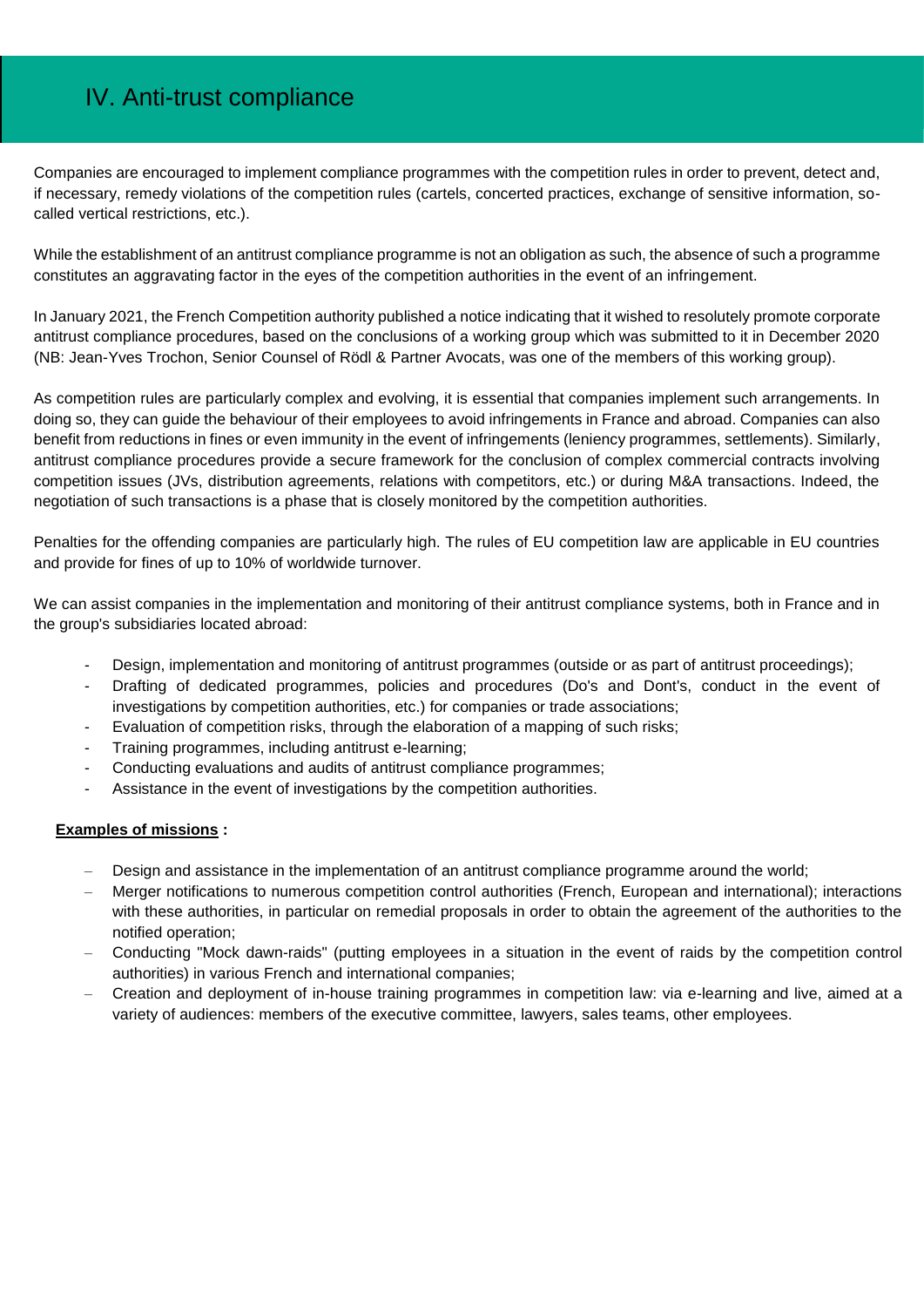# IV. Anti-trust compliance

Companies are encouraged to implement compliance programmes with the competition rules in order to prevent, detect and, if necessary, remedy violations of the competition rules (cartels, concerted practices, exchange of sensitive information, so-called vertical restrictions, etc.).

While the establishment of an antitrust compliance programme is not an obligation as such, the absence of such a programme constitutes an aggravating factor in the eyes of the competition authorities in the event of an infringement.

In January 2021, the French Competition authority published a notice indicating that it wished to resolutely promote corporate antitrust compliance procedures, based on the conclusions of a working group which was submitted to it in December 2020 (NB: Jean-Yves Trochon, Senior Counsel of Rödl & Partner Avocats, was one of the members of this working group).

As competition rules are particularly complex and evolving, it is essential that companies implement such arrangements. In doing so, they can guide the behaviour of their employees to avoid infringements in France and abroad. Companies can also benefit from reductions in fines or even immunity in the event of infringements (leniency programmes, settlements). Similarly, antitrust compliance procedures provide a secure framework for the conclusion of complex commercial contracts involving competition issues (JVs, distribution agreements, relations with competitors, etc.) or during M&A transactions. Indeed, the negotiation of such transactions is a phase that is closely monitored by the competition authorities.

Penalties for the offending companies are particularly high. The rules of EU competition law are applicable in EU countries and provide for fines of up to 10% of worldwide turnover.

We can assist companies in the implementation and monitoring of their antitrust compliance systems, both in France and in the group's subsidiaries located abroad:

- Design, implementation and monitoring of antitrust programmes (outside or as part of antitrust proceedings);
- Drafting of dedicated programmes, policies and procedures (Do's and Dont's, conduct in the event of investigations by competition authorities, etc.) for companies or trade associations;
- Evaluation of competition risks, through the elaboration of a mapping of such risks;
- Training programmes, including antitrust e-learning;
- Conducting evaluations and audits of antitrust compliance programmes;
- Assistance in the event of investigations by the competition authorities.

**Examples of missions :**

- Design and assistance in the implementation of an antitrust compliance programme around the world;
- Merger notifications to numerous competition control authorities (French, European and international); interactions with these authorities, in particular on remedial proposals in order to obtain the agreement of the authorities to the notified operation;
- Conducting "Mock dawn-raids" (putting employees in a situation in the event of raids by the competition control authorities) in various French and international companies;
- Creation and deployment of in-house training programmes in competition law: via e-learning and live, aimed at a variety of audiences: members of the executive committee, lawyers, sales teams, other employees.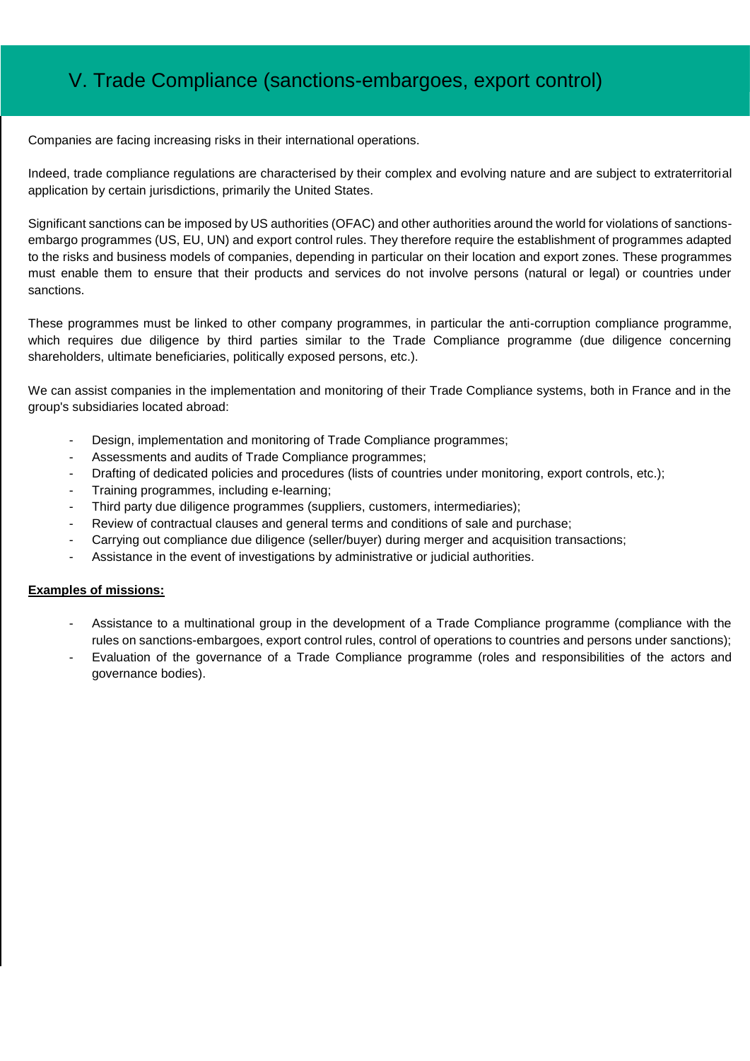# V. Trade Compliance (sanctions-embargoes, export control)

Companies are facing increasing risks in their international operations.

Indeed, trade compliance regulations are characterised by their complex and evolving nature and are subject to extraterritorial application by certain jurisdictions, primarily the United States.

Significant sanctions can be imposed by US authorities (OFAC) and other authorities around the world for violations of sanctions-embargo programmes (US, EU, UN) and export control rules. They therefore require the establishment of programmes adapted to the risks and business models of companies, depending in particular on their location and export zones. These programmes must enable them to ensure that their products and services do not involve persons (natural or legal) or countries under sanctions.

These programmes must be linked to other company programmes, in particular the anti-corruption compliance programme, which requires due diligence by third parties similar to the Trade Compliance programme (due diligence concerning shareholders, ultimate beneficiaries, politically exposed persons, etc.).

We can assist companies in the implementation and monitoring of their Trade Compliance systems, both in France and in the group's subsidiaries located abroad:

- Design, implementation and monitoring of Trade Compliance programmes;
- Assessments and audits of Trade Compliance programmes;
- Drafting of dedicated policies and procedures (lists of countries under monitoring, export controls, etc.);
- Training programmes, including e-learning;
- Third party due diligence programmes (suppliers, customers, intermediaries);
- Review of contractual clauses and general terms and conditions of sale and purchase;
- Carrying out compliance due diligence (seller/buyer) during merger and acquisition transactions;
- Assistance in the event of investigations by administrative or judicial authorities.

**Examples of missions:**

- Assistance to a multinational group in the development of a Trade Compliance programme (compliance with the rules on sanctions-embargoes, export control rules, control of operations to countries and persons under sanctions);
- Evaluation of the governance of a Trade Compliance programme (roles and responsibilities of the actors and governance bodies).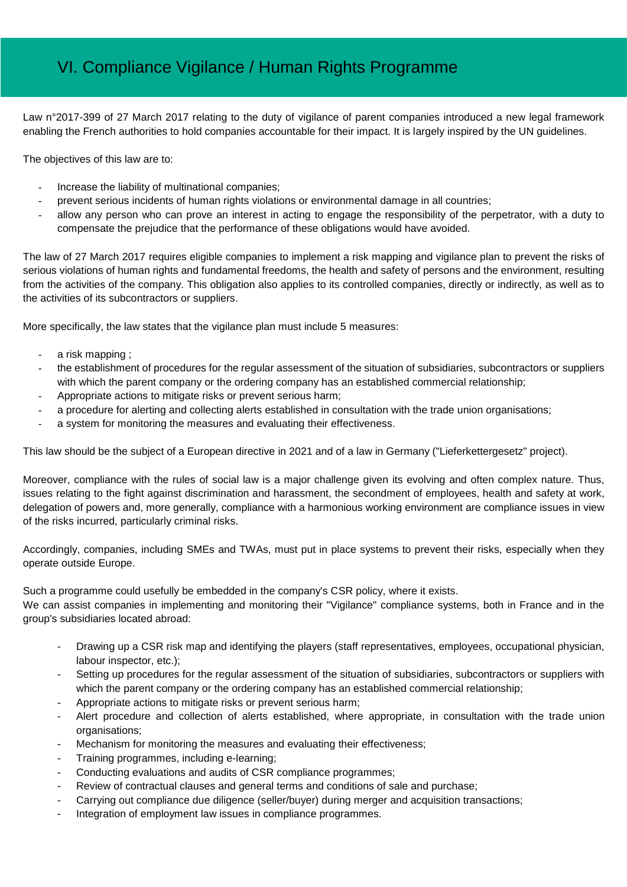# VI. Compliance Vigilance / Human Rights Programme

Law n°2017-399 of 27 March 2017 relating to the duty of vigilance of parent companies introduced a new legal framework enabling the French authorities to hold companies accountable for their impact. It is largely inspired by the UN guidelines.

The objectives of this law are to:

- Increase the liability of multinational companies;
- prevent serious incidents of human rights violations or environmental damage in all countries;
- allow any person who can prove an interest in acting to engage the responsibility of the perpetrator, with a duty to compensate the prejudice that the performance of these obligations would have avoided.

The law of 27 March 2017 requires eligible companies to implement a risk mapping and vigilance plan to prevent the risks of serious violations of human rights and fundamental freedoms, the health and safety of persons and the environment, resulting from the activities of the company. This obligation also applies to its controlled companies, directly or indirectly, as well as to the activities of its subcontractors or suppliers.

More specifically, the law states that the vigilance plan must include 5 measures:

- a risk mapping ;
- the establishment of procedures for the regular assessment of the situation of subsidiaries, subcontractors or suppliers with which the parent company or the ordering company has an established commercial relationship;
- Appropriate actions to mitigate risks or prevent serious harm;
- a procedure for alerting and collecting alerts established in consultation with the trade union organisations;
- a system for monitoring the measures and evaluating their effectiveness.

This law should be the subject of a European directive in 2021 and of a law in Germany ("Lieferkettergesetz" project).

Moreover, compliance with the rules of social law is a major challenge given its evolving and often complex nature. Thus, issues relating to the fight against discrimination and harassment, the secondment of employees, health and safety at work, delegation of powers and, more generally, compliance with a harmonious working environment are compliance issues in view of the risks incurred, particularly criminal risks.

Accordingly, companies, including SMEs and TWAs, must put in place systems to prevent their risks, especially when they operate outside Europe.

Such a programme could usefully be embedded in the company's CSR policy, where it exists.
We can assist companies in implementing and monitoring their "Vigilance" compliance systems, both in France and in the group's subsidiaries located abroad:

- Drawing up a CSR risk map and identifying the players (staff representatives, employees, occupational physician, labour inspector, etc.);
- Setting up procedures for the regular assessment of the situation of subsidiaries, subcontractors or suppliers with which the parent company or the ordering company has an established commercial relationship;
- Appropriate actions to mitigate risks or prevent serious harm;
- Alert procedure and collection of alerts established, where appropriate, in consultation with the trade union organisations;
- Mechanism for monitoring the measures and evaluating their effectiveness;
- Training programmes, including e-learning;
- Conducting evaluations and audits of CSR compliance programmes;
- Review of contractual clauses and general terms and conditions of sale and purchase;
- Carrying out compliance due diligence (seller/buyer) during merger and acquisition transactions;
- Integration of employment law issues in compliance programmes.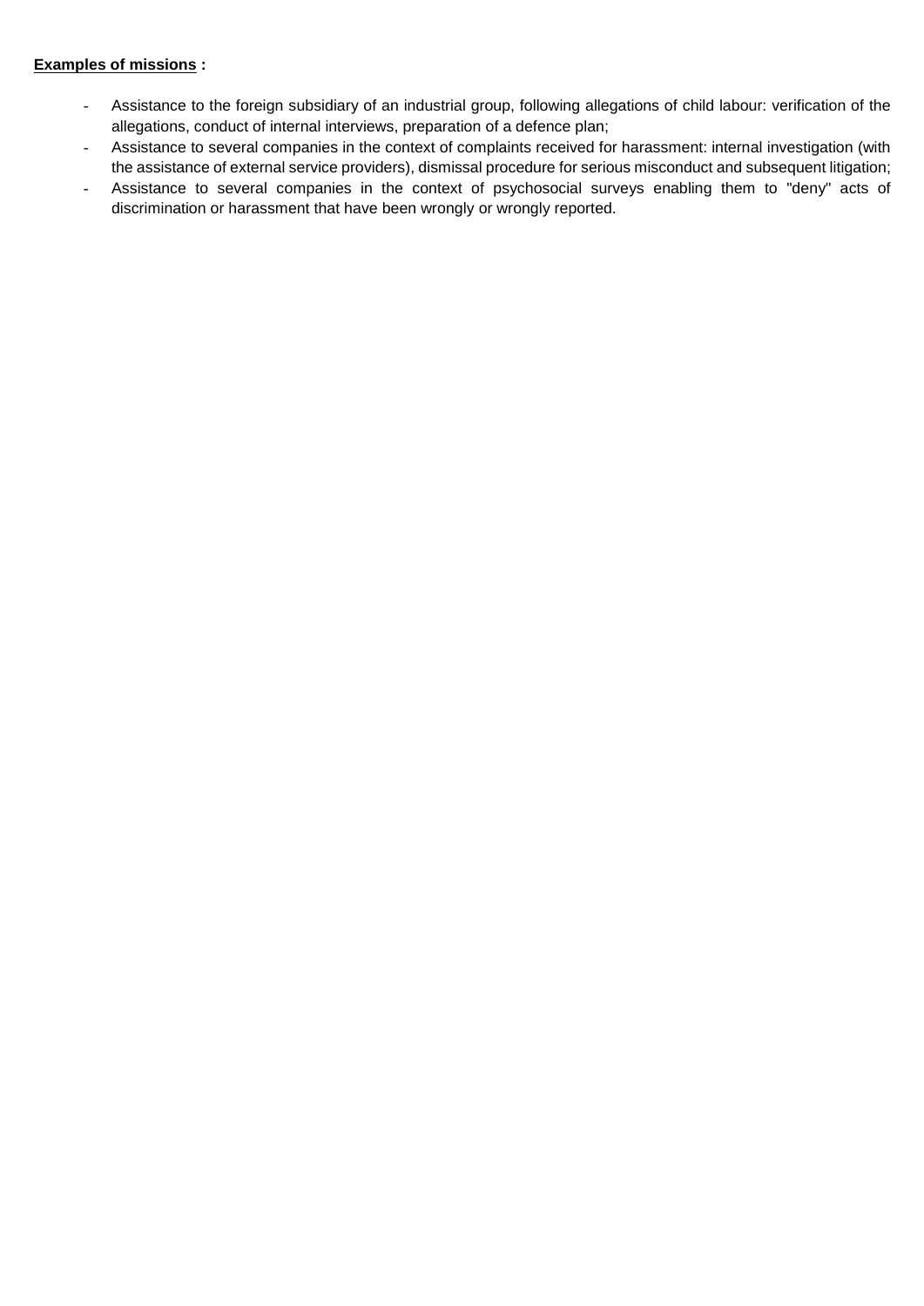**<u>Examples of missions</u> :**

- Assistance to the foreign subsidiary of an industrial group, following allegations of child labour: verification of the allegations, conduct of internal interviews, preparation of a defence plan;
- Assistance to several companies in the context of complaints received for harassment: internal investigation (with the assistance of external service providers), dismissal procedure for serious misconduct and subsequent litigation;
- Assistance to several companies in the context of psychosocial surveys enabling them to "deny" acts of discrimination or harassment that have been wrongly or wrongly reported.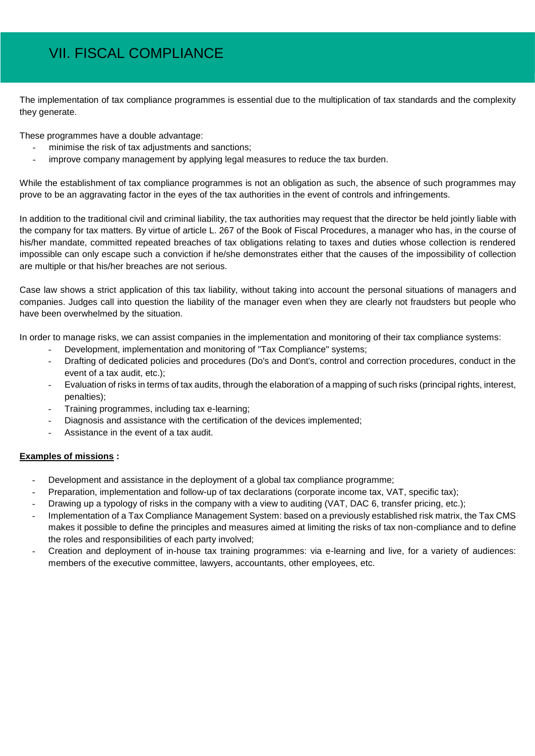# VII. FISCAL COMPLIANCE

The implementation of tax compliance programmes is essential due to the multiplication of tax standards and the complexity they generate.

These programmes have a double advantage:

- minimise the risk of tax adjustments and sanctions;
- improve company management by applying legal measures to reduce the tax burden.

While the establishment of tax compliance programmes is not an obligation as such, the absence of such programmes may prove to be an aggravating factor in the eyes of the tax authorities in the event of controls and infringements.

In addition to the traditional civil and criminal liability, the tax authorities may request that the director be held jointly liable with the company for tax matters. By virtue of article L. 267 of the Book of Fiscal Procedures, a manager who has, in the course of his/her mandate, committed repeated breaches of tax obligations relating to taxes and duties whose collection is rendered impossible can only escape such a conviction if he/she demonstrates either that the causes of the impossibility of collection are multiple or that his/her breaches are not serious.

Case law shows a strict application of this tax liability, without taking into account the personal situations of managers and companies. Judges call into question the liability of the manager even when they are clearly not fraudsters but people who have been overwhelmed by the situation.

In order to manage risks, we can assist companies in the implementation and monitoring of their tax compliance systems:

- Development, implementation and monitoring of "Tax Compliance" systems;
- Drafting of dedicated policies and procedures (Do's and Dont's, control and correction procedures, conduct in the event of a tax audit, etc.);
- Evaluation of risks in terms of tax audits, through the elaboration of a mapping of such risks (principal rights, interest, penalties);
- Training programmes, including tax e-learning;
- Diagnosis and assistance with the certification of the devices implemented;
- Assistance in the event of a tax audit.

**Examples of missions :**

- Development and assistance in the deployment of a global tax compliance programme;
- Preparation, implementation and follow-up of tax declarations (corporate income tax, VAT, specific tax);
- Drawing up a typology of risks in the company with a view to auditing (VAT, DAC 6, transfer pricing, etc.);
- Implementation of a Tax Compliance Management System: based on a previously established risk matrix, the Tax CMS makes it possible to define the principles and measures aimed at limiting the risks of tax non-compliance and to define the roles and responsibilities of each party involved;
- Creation and deployment of in-house tax training programmes: via e-learning and live, for a variety of audiences: members of the executive committee, lawyers, accountants, other employees, etc.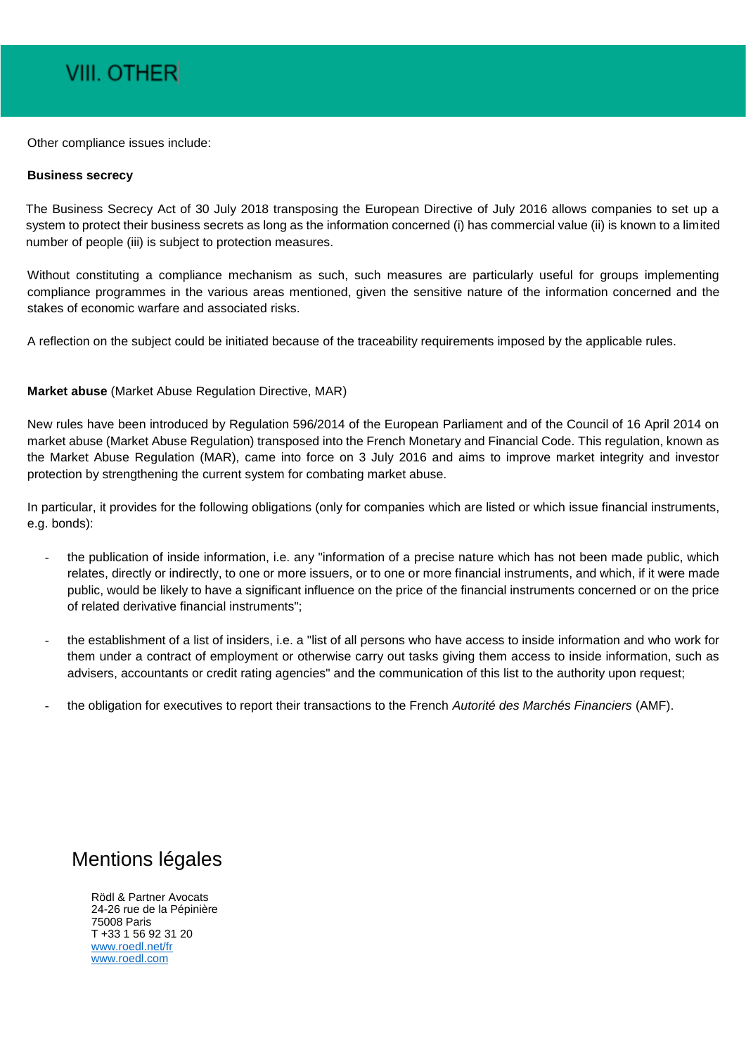# VIII. OTHER

Other compliance issues include:

**Business secrecy**

The Business Secrecy Act of 30 July 2018 transposing the European Directive of July 2016 allows companies to set up a system to protect their business secrets as long as the information concerned (i) has commercial value (ii) is known to a limited number of people (iii) is subject to protection measures.

Without constituting a compliance mechanism as such, such measures are particularly useful for groups implementing compliance programmes in the various areas mentioned, given the sensitive nature of the information concerned and the stakes of economic warfare and associated risks.

A reflection on the subject could be initiated because of the traceability requirements imposed by the applicable rules.

**Market abuse** (Market Abuse Regulation Directive, MAR)

New rules have been introduced by Regulation 596/2014 of the European Parliament and of the Council of 16 April 2014 on market abuse (Market Abuse Regulation) transposed into the French Monetary and Financial Code. This regulation, known as the Market Abuse Regulation (MAR), came into force on 3 July 2016 and aims to improve market integrity and investor protection by strengthening the current system for combating market abuse.

In particular, it provides for the following obligations (only for companies which are listed or which issue financial instruments, e.g. bonds):

- the publication of inside information, i.e. any "information of a precise nature which has not been made public, which relates, directly or indirectly, to one or more issuers, or to one or more financial instruments, and which, if it were made public, would be likely to have a significant influence on the price of the financial instruments concerned or on the price of related derivative financial instruments";

- the establishment of a list of insiders, i.e. a "list of all persons who have access to inside information and who work for them under a contract of employment or otherwise carry out tasks giving them access to inside information, such as advisers, accountants or credit rating agencies" and the communication of this list to the authority upon request;

- the obligation for executives to report their transactions to the French *Autorité des Marchés Financiers* (AMF).

## Mentions légales

Rödl & Partner Avocats
24-26 rue de la Pépinière
75008 Paris
T +33 1 56 92 31 20
www.roedl.net/fr
www.roedl.com